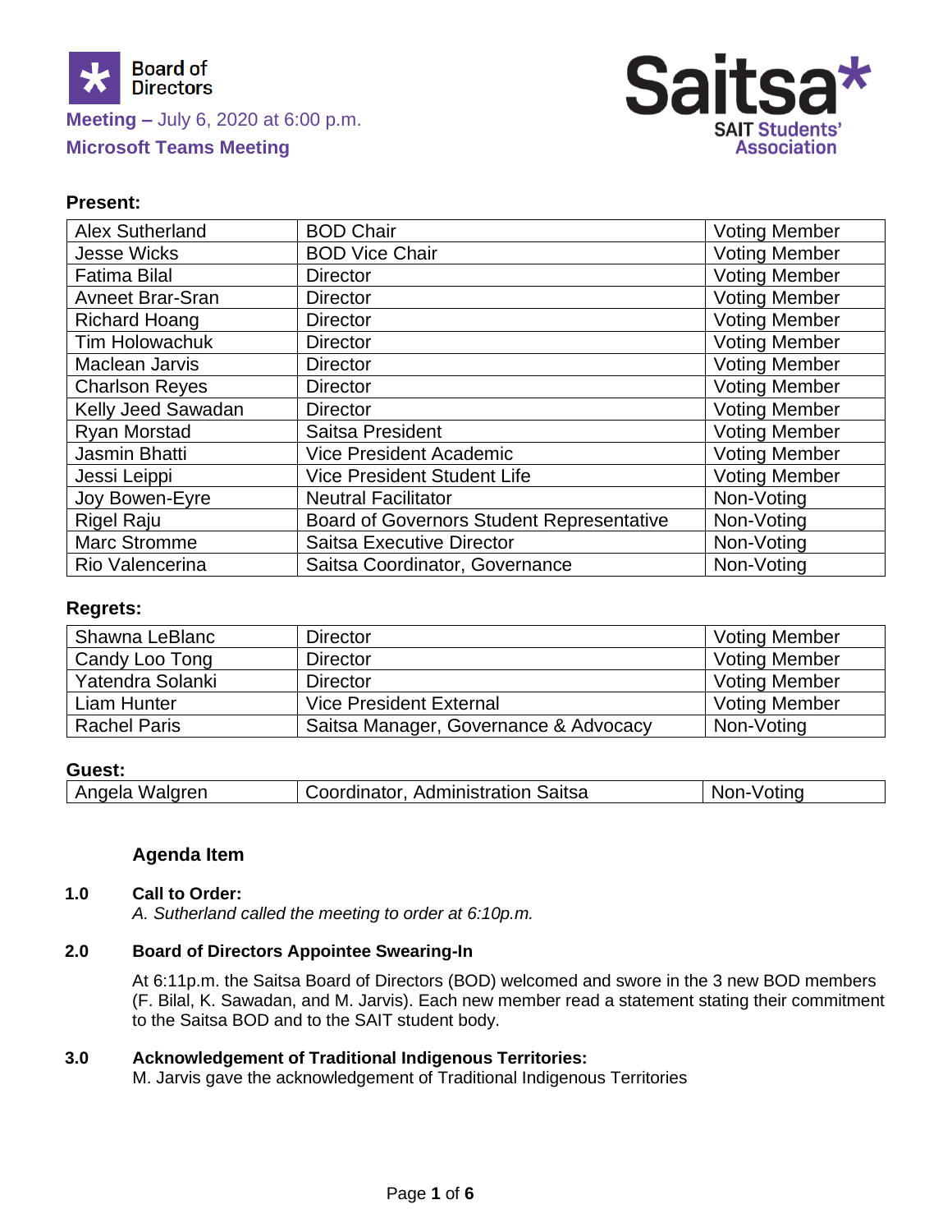Board of Directors

**Meeting –** July 6, 2020 at 6:00 p.m.

**Microsoft Teams Meeting**

Saitsa* SAIT Students' Association

**Present:**

| | | |
|---|---|---|
| Alex Sutherland | BOD Chair | Voting Member |
| Jesse Wicks | BOD Vice Chair | Voting Member |
| Fatima Bilal | Director | Voting Member |
| Avneet Brar-Sran | Director | Voting Member |
| Richard Hoang | Director | Voting Member |
| Tim Holowachuk | Director | Voting Member |
| Maclean Jarvis | Director | Voting Member |
| Charlson Reyes | Director | Voting Member |
| Kelly Jeed Sawadan | Director | Voting Member |
| Ryan Morstad | Saitsa President | Voting Member |
| Jasmin Bhatti | Vice President Academic | Voting Member |
| Jessi Leippi | Vice President Student Life | Voting Member |
| Joy Bowen-Eyre | Neutral Facilitator | Non-Voting |
| Rigel Raju | Board of Governors Student Representative | Non-Voting |
| Marc Stromme | Saitsa Executive Director | Non-Voting |
| Rio Valencerina | Saitsa Coordinator, Governance | Non-Voting |

**Regrets:**

| | | |
|---|---|---|
| Shawna LeBlanc | Director | Voting Member |
| Candy Loo Tong | Director | Voting Member |
| Yatendra Solanki | Director | Voting Member |
| Liam Hunter | Vice President External | Voting Member |
| Rachel Paris | Saitsa Manager, Governance & Advocacy | Non-Voting |

**Guest:**

| | | |
|---|---|---|
| Angela Walgren | Coordinator, Administration Saitsa | Non-Voting |

**Agenda Item**

**1.0 Call to Order:**

*A. Sutherland called the meeting to order at 6:10p.m.*

**2.0 Board of Directors Appointee Swearing-In**

At 6:11p.m. the Saitsa Board of Directors (BOD) welcomed and swore in the 3 new BOD members (F. Bilal, K. Sawadan, and M. Jarvis). Each new member read a statement stating their commitment to the Saitsa BOD and to the SAIT student body.

**3.0 Acknowledgement of Traditional Indigenous Territories:**

M. Jarvis gave the acknowledgement of Traditional Indigenous Territories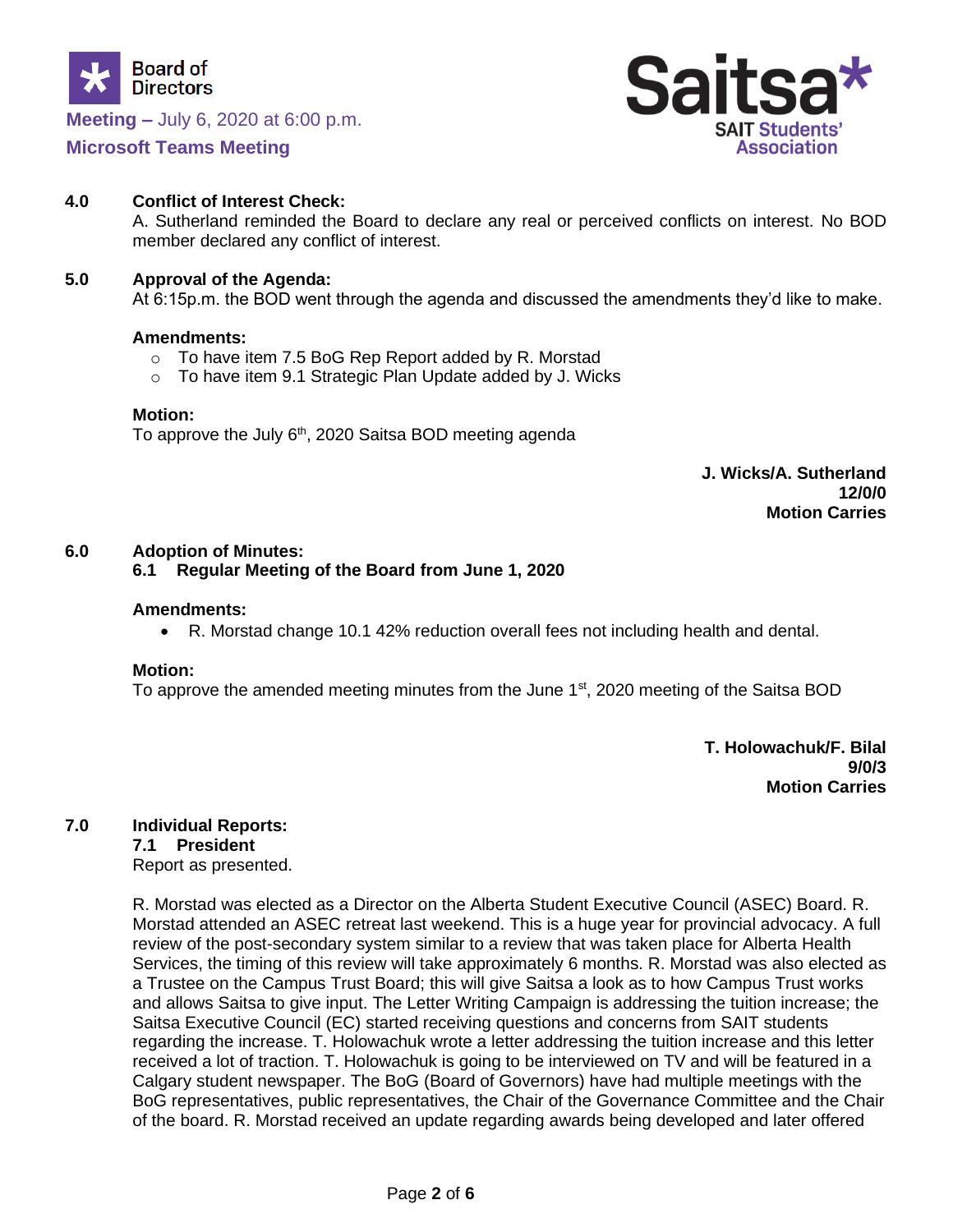**4.0 Conflict of Interest Check:**

A. Sutherland reminded the Board to declare any real or perceived conflicts on interest. No BOD member declared any conflict of interest.

**5.0 Approval of the Agenda:**

At 6:15p.m. the BOD went through the agenda and discussed the amendments they'd like to make.

**Amendments:**

- To have item 7.5 BoG Rep Report added by R. Morstad
- To have item 9.1 Strategic Plan Update added by J. Wicks

**Motion:**

To approve the July 6th, 2020 Saitsa BOD meeting agenda

**J. Wicks/A. Sutherland**
**12/0/0**
**Motion Carries**

**6.0 Adoption of Minutes:**

**6.1 Regular Meeting of the Board from June 1, 2020**

**Amendments:**

- R. Morstad change 10.1 42% reduction overall fees not including health and dental.

**Motion:**

To approve the amended meeting minutes from the June 1st, 2020 meeting of the Saitsa BOD

**T. Holowachuk/F. Bilal**
**9/0/3**
**Motion Carries**

**7.0 Individual Reports:**

**7.1 President**

Report as presented.

R. Morstad was elected as a Director on the Alberta Student Executive Council (ASEC) Board. R. Morstad attended an ASEC retreat last weekend. This is a huge year for provincial advocacy. A full review of the post-secondary system similar to a review that was taken place for Alberta Health Services, the timing of this review will take approximately 6 months. R. Morstad was also elected as a Trustee on the Campus Trust Board; this will give Saitsa a look as to how Campus Trust works and allows Saitsa to give input. The Letter Writing Campaign is addressing the tuition increase; the Saitsa Executive Council (EC) started receiving questions and concerns from SAIT students regarding the increase. T. Holowachuk wrote a letter addressing the tuition increase and this letter received a lot of traction. T. Holowachuk is going to be interviewed on TV and will be featured in a Calgary student newspaper. The BoG (Board of Governors) have had multiple meetings with the BoG representatives, public representatives, the Chair of the Governance Committee and the Chair of the board. R. Morstad received an update regarding awards being developed and later offered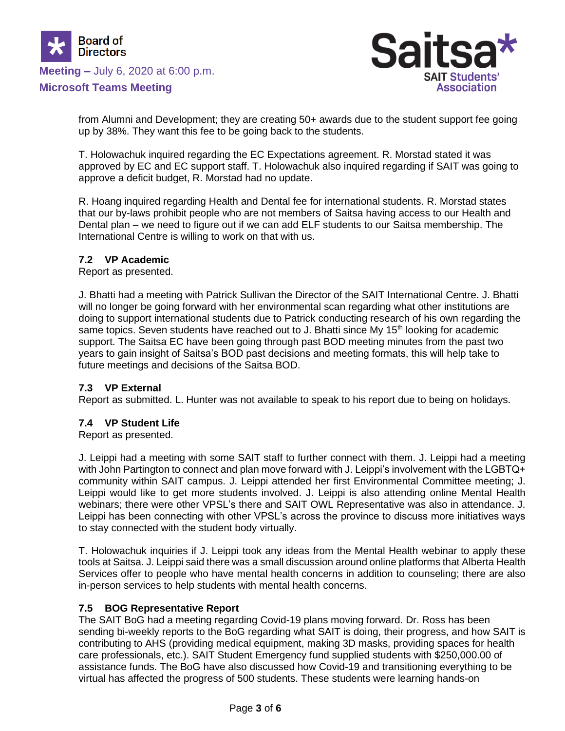from Alumni and Development; they are creating 50+ awards due to the student support fee going up by 38%. They want this fee to be going back to the students.

T. Holowachuk inquired regarding the EC Expectations agreement. R. Morstad stated it was approved by EC and EC support staff. T. Holowachuk also inquired regarding if SAIT was going to approve a deficit budget, R. Morstad had no update.

R. Hoang inquired regarding Health and Dental fee for international students. R. Morstad states that our by-laws prohibit people who are not members of Saitsa having access to our Health and Dental plan – we need to figure out if we can add ELF students to our Saitsa membership. The International Centre is willing to work on that with us.

### 7.2 VP Academic

Report as presented.

J. Bhatti had a meeting with Patrick Sullivan the Director of the SAIT International Centre. J. Bhatti will no longer be going forward with her environmental scan regarding what other institutions are doing to support international students due to Patrick conducting research of his own regarding the same topics. Seven students have reached out to J. Bhatti since My 15th looking for academic support. The Saitsa EC have been going through past BOD meeting minutes from the past two years to gain insight of Saitsa's BOD past decisions and meeting formats, this will help take to future meetings and decisions of the Saitsa BOD.

### 7.3 VP External

Report as submitted. L. Hunter was not available to speak to his report due to being on holidays.

### 7.4 VP Student Life

Report as presented.

J. Leippi had a meeting with some SAIT staff to further connect with them. J. Leippi had a meeting with John Partington to connect and plan move forward with J. Leippi's involvement with the LGBTQ+ community within SAIT campus. J. Leippi attended her first Environmental Committee meeting; J. Leippi would like to get more students involved. J. Leippi is also attending online Mental Health webinars; there were other VPSL's there and SAIT OWL Representative was also in attendance. J. Leippi has been connecting with other VPSL's across the province to discuss more initiatives ways to stay connected with the student body virtually.

T. Holowachuk inquiries if J. Leippi took any ideas from the Mental Health webinar to apply these tools at Saitsa. J. Leippi said there was a small discussion around online platforms that Alberta Health Services offer to people who have mental health concerns in addition to counseling; there are also in-person services to help students with mental health concerns.

### 7.5 BOG Representative Report

The SAIT BoG had a meeting regarding Covid-19 plans moving forward. Dr. Ross has been sending bi-weekly reports to the BoG regarding what SAIT is doing, their progress, and how SAIT is contributing to AHS (providing medical equipment, making 3D masks, providing spaces for health care professionals, etc.). SAIT Student Emergency fund supplied students with $250,000.00 of assistance funds. The BoG have also discussed how Covid-19 and transitioning everything to be virtual has affected the progress of 500 students. These students were learning hands-on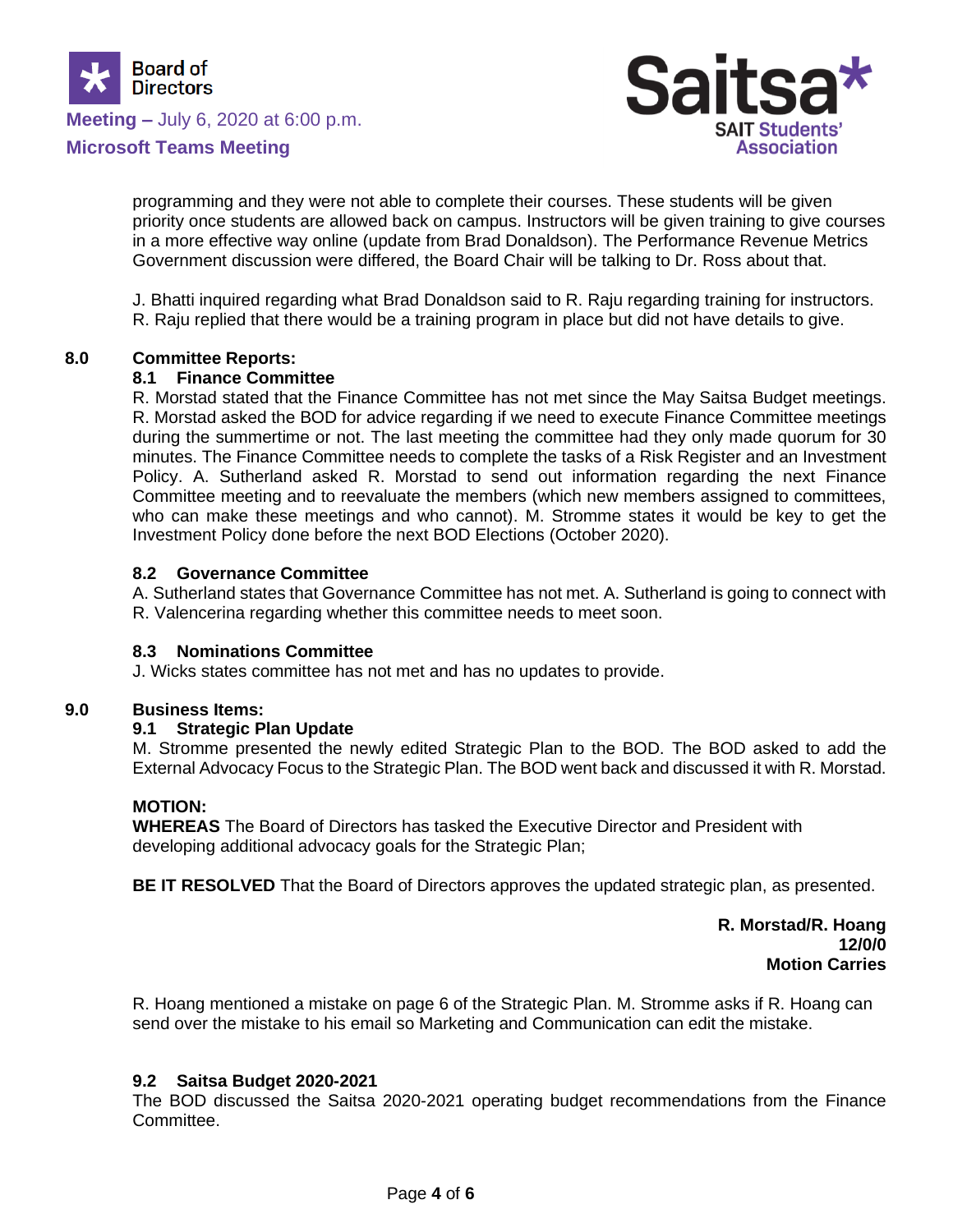programming and they were not able to complete their courses. These students will be given priority once students are allowed back on campus. Instructors will be given training to give courses in a more effective way online (update from Brad Donaldson). The Performance Revenue Metrics Government discussion were differed, the Board Chair will be talking to Dr. Ross about that.

J. Bhatti inquired regarding what Brad Donaldson said to R. Raju regarding training for instructors. R. Raju replied that there would be a training program in place but did not have details to give.

## 8.0 Committee Reports:

### 8.1 Finance Committee

R. Morstad stated that the Finance Committee has not met since the May Saitsa Budget meetings. R. Morstad asked the BOD for advice regarding if we need to execute Finance Committee meetings during the summertime or not. The last meeting the committee had they only made quorum for 30 minutes. The Finance Committee needs to complete the tasks of a Risk Register and an Investment Policy. A. Sutherland asked R. Morstad to send out information regarding the next Finance Committee meeting and to reevaluate the members (which new members assigned to committees, who can make these meetings and who cannot). M. Stromme states it would be key to get the Investment Policy done before the next BOD Elections (October 2020).

### 8.2 Governance Committee

A. Sutherland states that Governance Committee has not met. A. Sutherland is going to connect with R. Valencerina regarding whether this committee needs to meet soon.

### 8.3 Nominations Committee

J. Wicks states committee has not met and has no updates to provide.

## 9.0 Business Items:

### 9.1 Strategic Plan Update

M. Stromme presented the newly edited Strategic Plan to the BOD. The BOD asked to add the External Advocacy Focus to the Strategic Plan. The BOD went back and discussed it with R. Morstad.

**MOTION:**

**WHEREAS** The Board of Directors has tasked the Executive Director and President with developing additional advocacy goals for the Strategic Plan;

**BE IT RESOLVED** That the Board of Directors approves the updated strategic plan, as presented.

**R. Morstad/R. Hoang**
**12/0/0**
**Motion Carries**

R. Hoang mentioned a mistake on page 6 of the Strategic Plan. M. Stromme asks if R. Hoang can send over the mistake to his email so Marketing and Communication can edit the mistake.

### 9.2 Saitsa Budget 2020-2021

The BOD discussed the Saitsa 2020-2021 operating budget recommendations from the Finance Committee.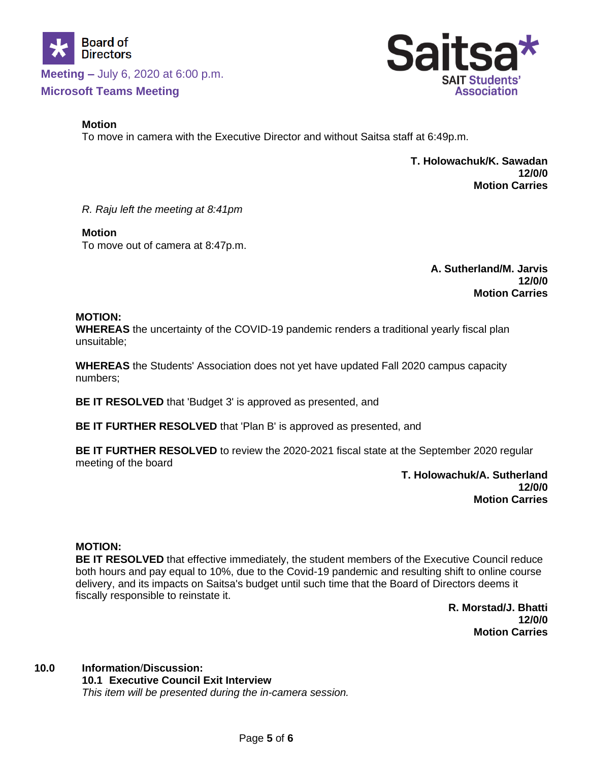**Motion**
To move in camera with the Executive Director and without Saitsa staff at 6:49p.m.

**T. Holowachuk/K. Sawadan**
**12/0/0**
**Motion Carries**

*R. Raju left the meeting at 8:41pm*

**Motion**
To move out of camera at 8:47p.m.

**A. Sutherland/M. Jarvis**
**12/0/0**
**Motion Carries**

**MOTION:**
**WHEREAS** the uncertainty of the COVID-19 pandemic renders a traditional yearly fiscal plan unsuitable;

**WHEREAS** the Students' Association does not yet have updated Fall 2020 campus capacity numbers;

**BE IT RESOLVED** that 'Budget 3' is approved as presented, and

**BE IT FURTHER RESOLVED** that 'Plan B' is approved as presented, and

**BE IT FURTHER RESOLVED** to review the 2020-2021 fiscal state at the September 2020 regular meeting of the board

**T. Holowachuk/A. Sutherland**
**12/0/0**
**Motion Carries**

**MOTION:**
**BE IT RESOLVED** that effective immediately, the student members of the Executive Council reduce both hours and pay equal to 10%, due to the Covid-19 pandemic and resulting shift to online course delivery, and its impacts on Saitsa's budget until such time that the Board of Directors deems it fiscally responsible to reinstate it.

**R. Morstad/J. Bhatti**
**12/0/0**
**Motion Carries**

## 10.0 Information/Discussion:

### 10.1 Executive Council Exit Interview

*This item will be presented during the in-camera session.*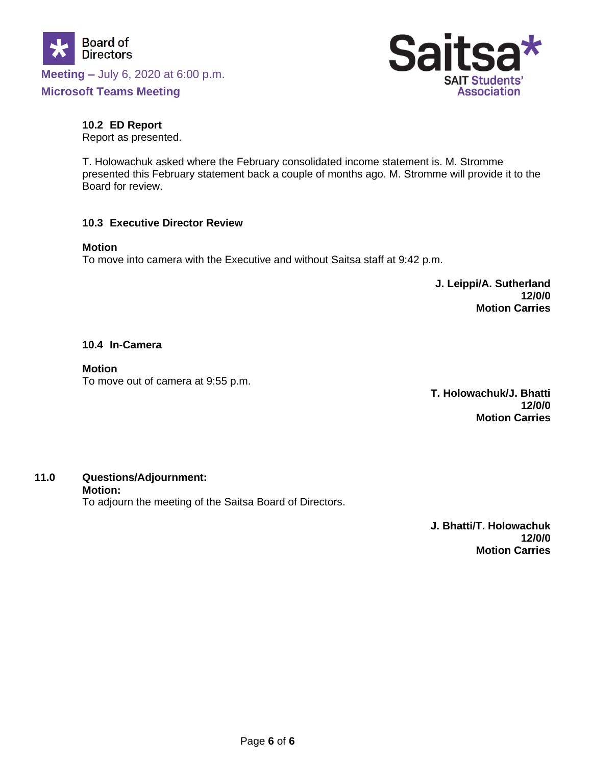#### 10.2 ED Report

Report as presented.

T. Holowachuk asked where the February consolidated income statement is. M. Stromme presented this February statement back a couple of months ago. M. Stromme will provide it to the Board for review.

#### 10.3 Executive Director Review

**Motion**

To move into camera with the Executive and without Saitsa staff at 9:42 p.m.

**J. Leippi/A. Sutherland**
**12/0/0**
**Motion Carries**

#### 10.4 In-Camera

**Motion**

To move out of camera at 9:55 p.m.

**T. Holowachuk/J. Bhatti**
**12/0/0**
**Motion Carries**

### 11.0 Questions/Adjournment:

**Motion:**

To adjourn the meeting of the Saitsa Board of Directors.

**J. Bhatti/T. Holowachuk**
**12/0/0**
**Motion Carries**